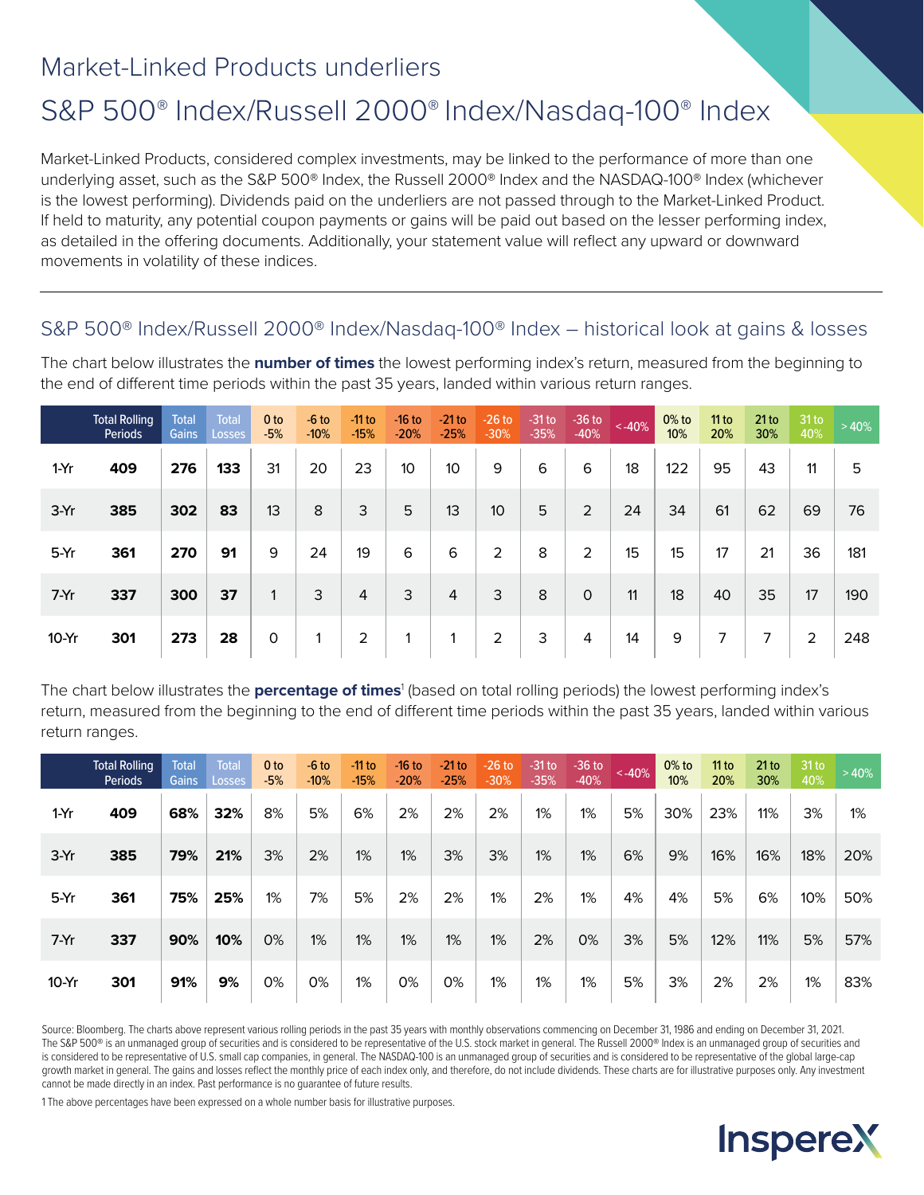# Market-Linked Products underliers

## S&P 500® Index/Russell 2000® Index/Nasdaq-100® Index

Market-Linked Products, considered complex investments, may be linked to the performance of more than one underlying asset, such as the S&P 500® Index, the Russell 2000® Index and the NASDAQ-100® Index (whichever is the lowest performing). Dividends paid on the underliers are not passed through to the Market-Linked Product. If held to maturity, any potential coupon payments or gains will be paid out based on the lesser performing index, as detailed in the offering documents. Additionally, your statement value will reflect any upward or downward movements in volatility of these indices.

### S&P 500® Index/Russell 2000® Index/Nasdaq-100® Index – historical look at gains & losses

The chart below illustrates the **number of times** the lowest performing index's return, measured from the beginning to the end of different time periods within the past 35 years, landed within various return ranges.

| | Total Rolling Periods | Total Gains | Total Losses | 0 to -5% | -6 to -10% | -11 to -15% | -16 to -20% | -21 to -25% | -26 to -30% | -31 to -35% | -36 to -40% | < -40% | 0% to 10% | 11 to 20% | 21 to 30% | 31 to 40% | > 40% |
|---|---|---|---|---|---|---|---|---|---|---|---|---|---|---|---|---|---|
| 1-Yr | **409** | **276** | **133** | 31 | 20 | 23 | 10 | 10 | 9 | 6 | 6 | 18 | 122 | 95 | 43 | 11 | 5 |
| 3-Yr | **385** | **302** | **83** | 13 | 8 | 3 | 5 | 13 | 10 | 5 | 2 | 24 | 34 | 61 | 62 | 69 | 76 |
| 5-Yr | **361** | **270** | **91** | 9 | 24 | 19 | 6 | 6 | 2 | 8 | 2 | 15 | 15 | 17 | 21 | 36 | 181 |
| 7-Yr | **337** | **300** | **37** | 1 | 3 | 4 | 3 | 4 | 3 | 8 | 0 | 11 | 18 | 40 | 35 | 17 | 190 |
| 10-Yr | **301** | **273** | **28** | 0 | 1 | 2 | 1 | 1 | 2 | 3 | 4 | 14 | 9 | 7 | 7 | 2 | 248 |

The chart below illustrates the **percentage of times**[1] (based on total rolling periods) the lowest performing index's return, measured from the beginning to the end of different time periods within the past 35 years, landed within various return ranges.

| | Total Rolling Periods | Total Gains | Total Losses | 0 to -5% | -6 to -10% | -11 to -15% | -16 to -20% | -21 to -25% | -26 to -30% | -31 to -35% | -36 to -40% | < -40% | 0% to 10% | 11 to 20% | 21 to 30% | 31 to 40% | > 40% |
|---|---|---|---|---|---|---|---|---|---|---|---|---|---|---|---|---|---|
| 1-Yr | **409** | **68%** | **32%** | 8% | 5% | 6% | 2% | 2% | 2% | 1% | 1% | 5% | 30% | 23% | 11% | 3% | 1% |
| 3-Yr | **385** | **79%** | **21%** | 3% | 2% | 1% | 1% | 3% | 3% | 1% | 1% | 6% | 9% | 16% | 16% | 18% | 20% |
| 5-Yr | **361** | **75%** | **25%** | 1% | 7% | 5% | 2% | 2% | 1% | 2% | 1% | 4% | 4% | 5% | 6% | 10% | 50% |
| 7-Yr | **337** | **90%** | **10%** | 0% | 1% | 1% | 1% | 1% | 1% | 2% | 0% | 3% | 5% | 12% | 11% | 5% | 57% |
| 10-Yr | **301** | **91%** | **9%** | 0% | 0% | 1% | 0% | 0% | 1% | 1% | 1% | 5% | 3% | 2% | 2% | 1% | 83% |

Source: Bloomberg. The charts above represent various rolling periods in the past 35 years with monthly observations commencing on December 31, 1986 and ending on December 31, 2021. The S&P 500® is an unmanaged group of securities and is considered to be representative of the U.S. stock market in general. The Russell 2000® Index is an unmanaged group of securities and is considered to be representative of U.S. small cap companies, in general. The NASDAQ-100 is an unmanaged group of securities and is considered to be representative of the global large-cap growth market in general. The gains and losses reflect the monthly price of each index only, and therefore, do not include dividends. These charts are for illustrative purposes only. Any investment cannot be made directly in an index. Past performance is no guarantee of future results.

1 The above percentages have been expressed on a whole number basis for illustrative purposes.

InspereX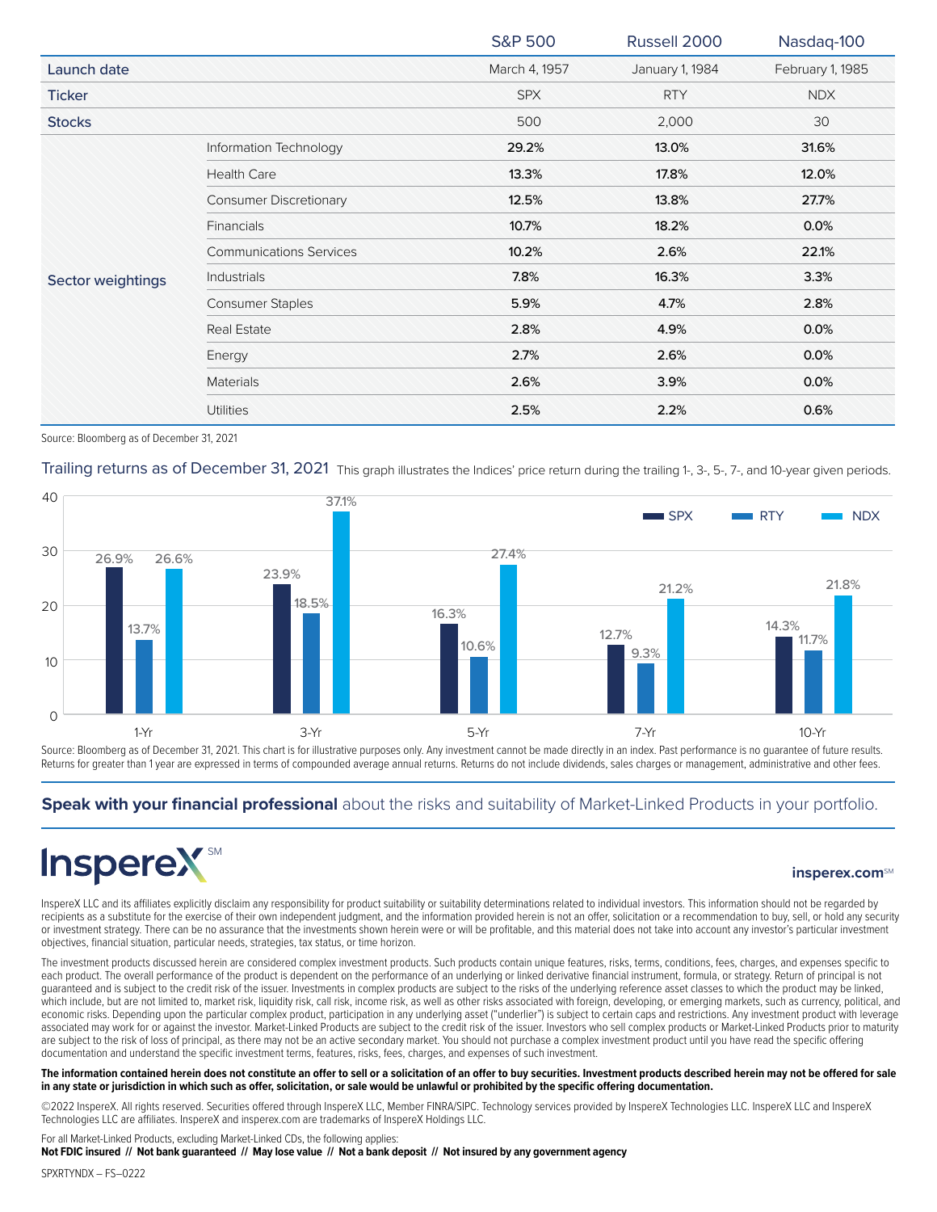| | | S&P 500 | Russell 2000 | Nasdaq-100 |
|---|---|---|---|---|
| Launch date | | March 4, 1957 | January 1, 1984 | February 1, 1985 |
| Ticker | | SPX | RTY | NDX |
| Stocks | | 500 | 2,000 | 30 |
| Sector weightings | Information Technology | 29.2% | 13.0% | 31.6% |
| | Health Care | 13.3% | 17.8% | 12.0% |
| | Consumer Discretionary | 12.5% | 13.8% | 27.7% |
| | Financials | 10.7% | 18.2% | 0.0% |
| | Communications Services | 10.2% | 2.6% | 22.1% |
| | Industrials | 7.8% | 16.3% | 3.3% |
| | Consumer Staples | 5.9% | 4.7% | 2.8% |
| | Real Estate | 2.8% | 4.9% | 0.0% |
| | Energy | 2.7% | 2.6% | 0.0% |
| | Materials | 2.6% | 3.9% | 0.0% |
| | Utilities | 2.5% | 2.2% | 0.6% |

Source: Bloomberg as of December 31, 2021

## Trailing returns as of December 31, 2021

This graph illustrates the Indices' price return during the trailing 1-, 3-, 5-, 7-, and 10-year given periods.

SPX RTY NDX

40
30
20
10
0

1-Yr: 26.9% 13.7% 26.6%
3-Yr: 23.9% 18.5% 37.1%
5-Yr: 16.3% 10.6% 27.4%
7-Yr: 12.7% 9.3% 21.2%
10-Yr: 14.3% 11.7% 21.8%

Source: Bloomberg as of December 31, 2021. This chart is for illustrative purposes only. Any investment cannot be made directly in an index. Past performance is no guarantee of future results. Returns for greater than 1 year are expressed in terms of compounded average annual returns. Returns do not include dividends, sales charges or management, administrative and other fees.

**Speak with your financial professional** about the risks and suitability of Market-Linked Products in your portfolio.

InspereX℠

**insperex.com℠**

InspereX LLC and its affiliates explicitly disclaim any responsibility for product suitability or suitability determinations related to individual investors. This information should not be regarded by recipients as a substitute for the exercise of their own independent judgment, and the information provided herein is not an offer, solicitation or a recommendation to buy, sell, or hold any security or investment strategy. There can be no assurance that the investments shown herein were or will be profitable, and this material does not take into account any investor's particular investment objectives, financial situation, particular needs, strategies, tax status, or time horizon.

The investment products discussed herein are considered complex investment products. Such products contain unique features, risks, terms, conditions, fees, charges, and expenses specific to each product. The overall performance of the product is dependent on the performance of an underlying or linked derivative financial instrument, formula, or strategy. Return of principal is not guaranteed and is subject to the credit risk of the issuer. Investments in complex products are subject to the risks of the underlying reference asset classes to which the product may be linked, which include, but are not limited to, market risk, liquidity risk, call risk, income risk, as well as other risks associated with foreign, developing, or emerging markets, such as currency, political, and economic risks. Depending upon the particular complex product, participation in any underlying asset ("underlier") is subject to certain caps and restrictions. Any investment product with leverage associated may work for or against the investor. Market-Linked Products are subject to the credit risk of the issuer. Investors who sell complex products or Market-Linked Products prior to maturity are subject to the risk of loss of principal, as there may not be an active secondary market. You should not purchase a complex investment product until you have read the specific offering documentation and understand the specific investment terms, features, risks, fees, charges, and expenses of such investment.

**The information contained herein does not constitute an offer to sell or a solicitation of an offer to buy securities. Investment products described herein may not be offered for sale in any state or jurisdiction in which such as offer, solicitation, or sale would be unlawful or prohibited by the specific offering documentation.**

©2022 InspereX. All rights reserved. Securities offered through InspereX LLC, Member FINRA/SIPC. Technology services provided by InspereX Technologies LLC. InspereX LLC and InspereX Technologies LLC are affiliates. InspereX and insperex.com are trademarks of InspereX Holdings LLC.

For all Market-Linked Products, excluding Market-Linked CDs, the following applies:
**Not FDIC insured // Not bank guaranteed // May lose value // Not a bank deposit // Not insured by any government agency**

SPXRTYNDX – FS–0222